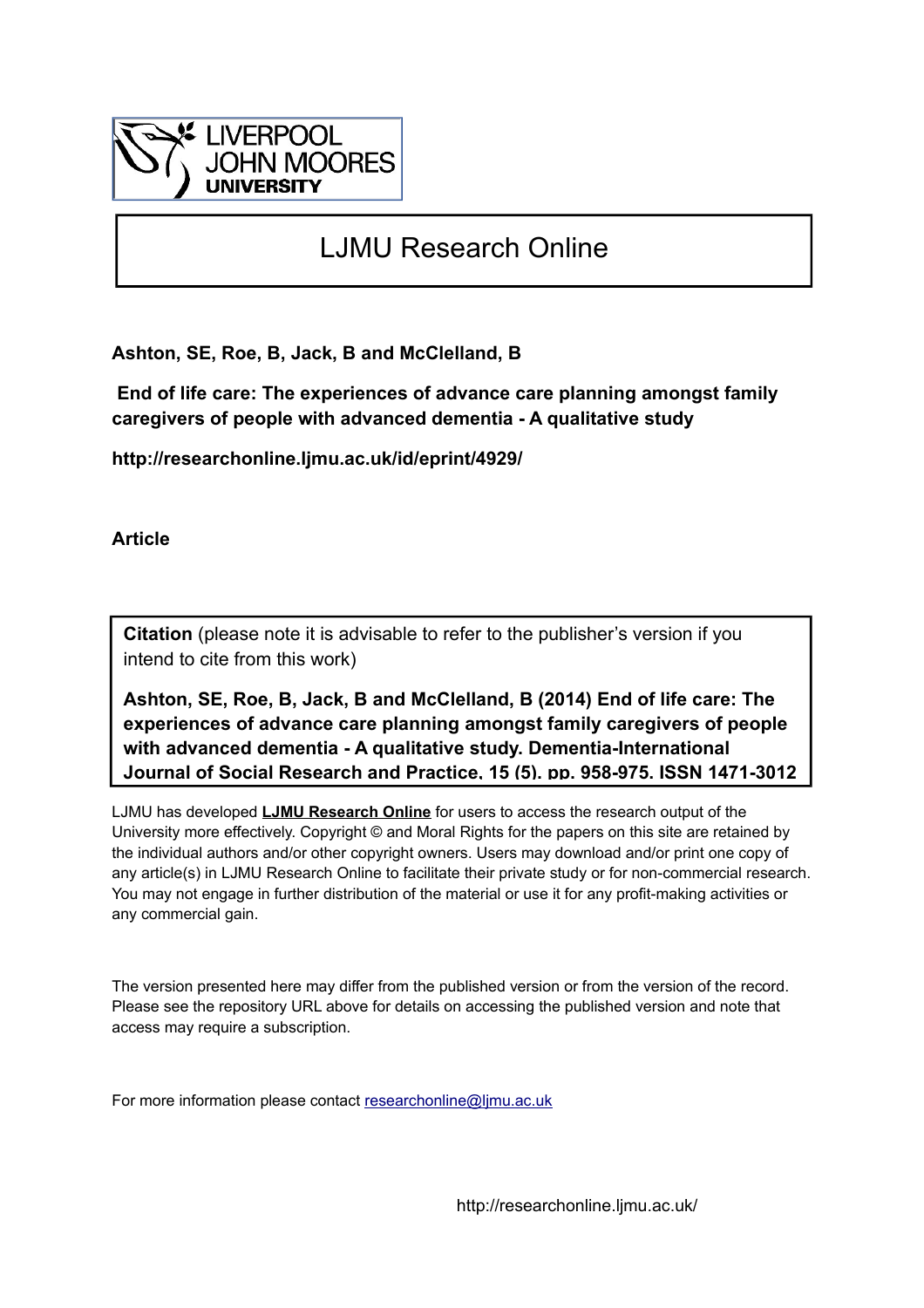LIVERPOOL JOHN MOORES UNIVERSITY

# LJMU Research Online

**Ashton, SE, Roe, B, Jack, B and McClelland, B**

**End of life care: The experiences of advance care planning amongst family caregivers of people with advanced dementia - A qualitative study**

**http://researchonline.ljmu.ac.uk/id/eprint/4929/**

**Article**

**Citation** (please note it is advisable to refer to the publisher's version if you intend to cite from this work)

**Ashton, SE, Roe, B, Jack, B and McClelland, B (2014) End of life care: The experiences of advance care planning amongst family caregivers of people with advanced dementia - A qualitative study. Dementia-International Journal of Social Research and Practice, 15 (5). pp. 958-975. ISSN 1471-3012**

LJMU has developed **LJMU Research Online** for users to access the research output of the University more effectively. Copyright © and Moral Rights for the papers on this site are retained by the individual authors and/or other copyright owners. Users may download and/or print one copy of any article(s) in LJMU Research Online to facilitate their private study or for non-commercial research. You may not engage in further distribution of the material or use it for any profit-making activities or any commercial gain.

The version presented here may differ from the published version or from the version of the record. Please see the repository URL above for details on accessing the published version and note that access may require a subscription.

For more information please contact researchonline@ljmu.ac.uk

http://researchonline.ljmu.ac.uk/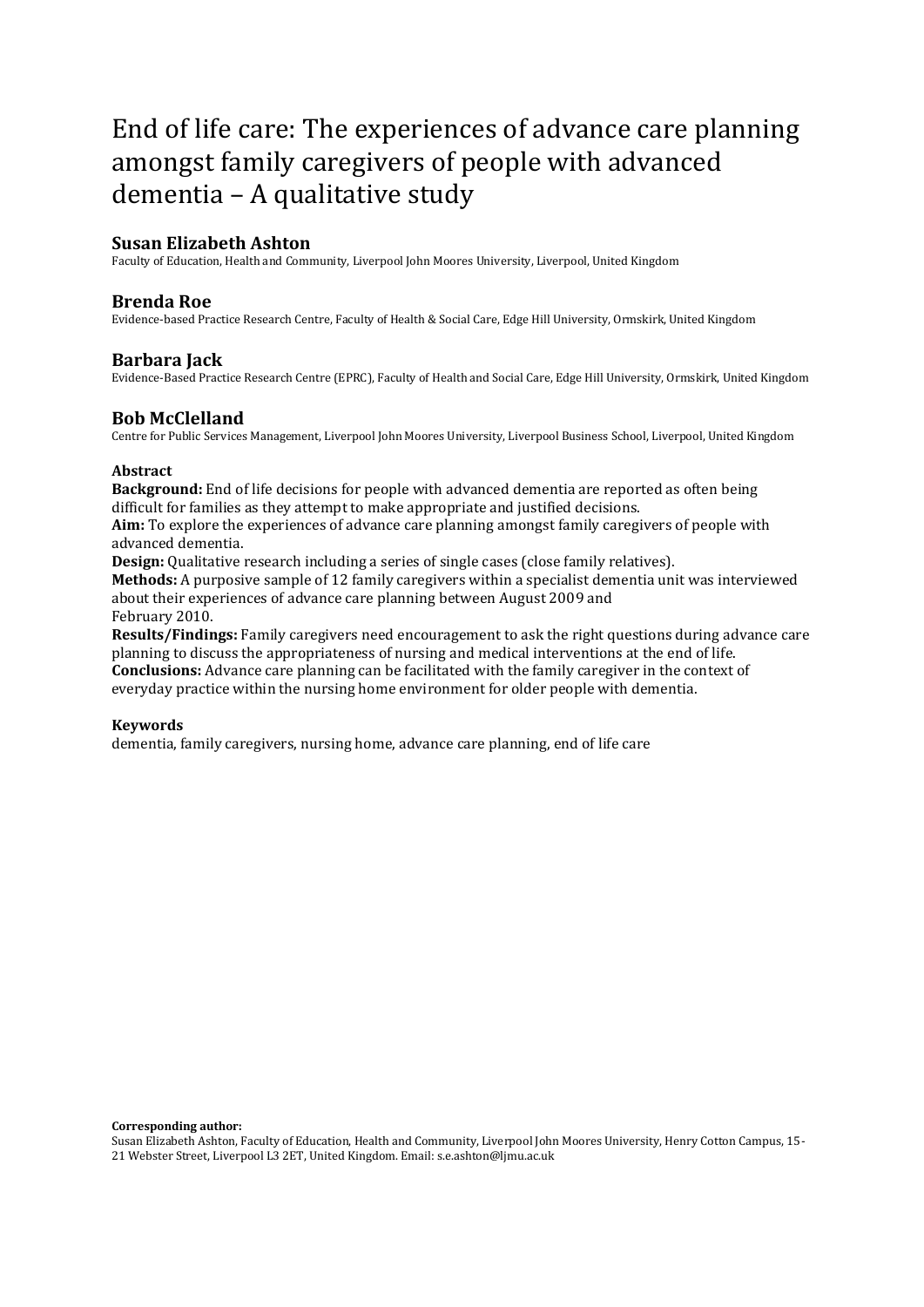# End of life care: The experiences of advance care planning amongst family caregivers of people with advanced dementia – A qualitative study

### Susan Elizabeth Ashton

Faculty of Education, Health and Community, Liverpool John Moores University, Liverpool, United Kingdom

### Brenda Roe

Evidence-based Practice Research Centre, Faculty of Health & Social Care, Edge Hill University, Ormskirk, United Kingdom

### Barbara Jack

Evidence-Based Practice Research Centre (EPRC), Faculty of Health and Social Care, Edge Hill University, Ormskirk, United Kingdom

### Bob McClelland

Centre for Public Services Management, Liverpool John Moores University, Liverpool Business School, Liverpool, United Kingdom

**Abstract**

**Background:** End of life decisions for people with advanced dementia are reported as often being difficult for families as they attempt to make appropriate and justified decisions.

**Aim:** To explore the experiences of advance care planning amongst family caregivers of people with advanced dementia.

**Design:** Qualitative research including a series of single cases (close family relatives).

**Methods:** A purposive sample of 12 family caregivers within a specialist dementia unit was interviewed about their experiences of advance care planning between August 2009 and February 2010.

**Results/Findings:** Family caregivers need encouragement to ask the right questions during advance care planning to discuss the appropriateness of nursing and medical interventions at the end of life.

**Conclusions:** Advance care planning can be facilitated with the family caregiver in the context of everyday practice within the nursing home environment for older people with dementia.

**Keywords**

dementia, family caregivers, nursing home, advance care planning, end of life care

**Corresponding author:**

Susan Elizabeth Ashton, Faculty of Education, Health and Community, Liverpool John Moores University, Henry Cotton Campus, 15-21 Webster Street, Liverpool L3 2ET, United Kingdom. Email: s.e.ashton@ljmu.ac.uk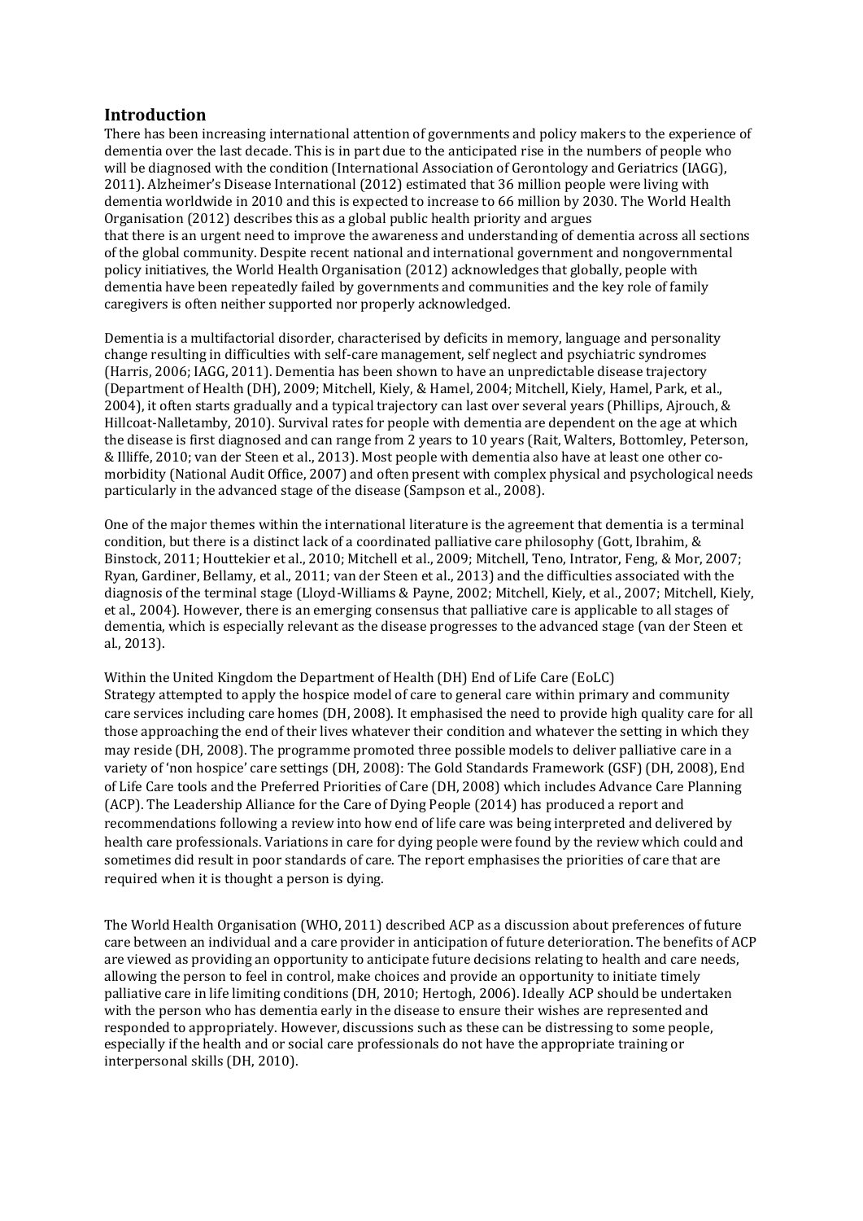## Introduction

There has been increasing international attention of governments and policy makers to the experience of dementia over the last decade. This is in part due to the anticipated rise in the numbers of people who will be diagnosed with the condition (International Association of Gerontology and Geriatrics (IAGG), 2011). Alzheimer's Disease International (2012) estimated that 36 million people were living with dementia worldwide in 2010 and this is expected to increase to 66 million by 2030. The World Health Organisation (2012) describes this as a global public health priority and argues that there is an urgent need to improve the awareness and understanding of dementia across all sections of the global community. Despite recent national and international government and nongovernmental policy initiatives, the World Health Organisation (2012) acknowledges that globally, people with dementia have been repeatedly failed by governments and communities and the key role of family caregivers is often neither supported nor properly acknowledged.

Dementia is a multifactorial disorder, characterised by deficits in memory, language and personality change resulting in difficulties with self-care management, self neglect and psychiatric syndromes (Harris, 2006; IAGG, 2011). Dementia has been shown to have an unpredictable disease trajectory (Department of Health (DH), 2009; Mitchell, Kiely, & Hamel, 2004; Mitchell, Kiely, Hamel, Park, et al., 2004), it often starts gradually and a typical trajectory can last over several years (Phillips, Ajrouch, & Hillcoat-Nalletamby, 2010). Survival rates for people with dementia are dependent on the age at which the disease is first diagnosed and can range from 2 years to 10 years (Rait, Walters, Bottomley, Peterson, & Illiffe, 2010; van der Steen et al., 2013). Most people with dementia also have at least one other co-morbidity (National Audit Office, 2007) and often present with complex physical and psychological needs particularly in the advanced stage of the disease (Sampson et al., 2008).

One of the major themes within the international literature is the agreement that dementia is a terminal condition, but there is a distinct lack of a coordinated palliative care philosophy (Gott, Ibrahim, & Binstock, 2011; Houttekier et al., 2010; Mitchell et al., 2009; Mitchell, Teno, Intrator, Feng, & Mor, 2007; Ryan, Gardiner, Bellamy, et al., 2011; van der Steen et al., 2013) and the difficulties associated with the diagnosis of the terminal stage (Lloyd-Williams & Payne, 2002; Mitchell, Kiely, et al., 2007; Mitchell, Kiely, et al., 2004). However, there is an emerging consensus that palliative care is applicable to all stages of dementia, which is especially relevant as the disease progresses to the advanced stage (van der Steen et al., 2013).

Within the United Kingdom the Department of Health (DH) End of Life Care (EoLC) Strategy attempted to apply the hospice model of care to general care within primary and community care services including care homes (DH, 2008). It emphasised the need to provide high quality care for all those approaching the end of their lives whatever their condition and whatever the setting in which they may reside (DH, 2008). The programme promoted three possible models to deliver palliative care in a variety of 'non hospice' care settings (DH, 2008): The Gold Standards Framework (GSF) (DH, 2008), End of Life Care tools and the Preferred Priorities of Care (DH, 2008) which includes Advance Care Planning (ACP). The Leadership Alliance for the Care of Dying People (2014) has produced a report and recommendations following a review into how end of life care was being interpreted and delivered by health care professionals. Variations in care for dying people were found by the review which could and sometimes did result in poor standards of care. The report emphasises the priorities of care that are required when it is thought a person is dying.

The World Health Organisation (WHO, 2011) described ACP as a discussion about preferences of future care between an individual and a care provider in anticipation of future deterioration. The benefits of ACP are viewed as providing an opportunity to anticipate future decisions relating to health and care needs, allowing the person to feel in control, make choices and provide an opportunity to initiate timely palliative care in life limiting conditions (DH, 2010; Hertogh, 2006). Ideally ACP should be undertaken with the person who has dementia early in the disease to ensure their wishes are represented and responded to appropriately. However, discussions such as these can be distressing to some people, especially if the health and or social care professionals do not have the appropriate training or interpersonal skills (DH, 2010).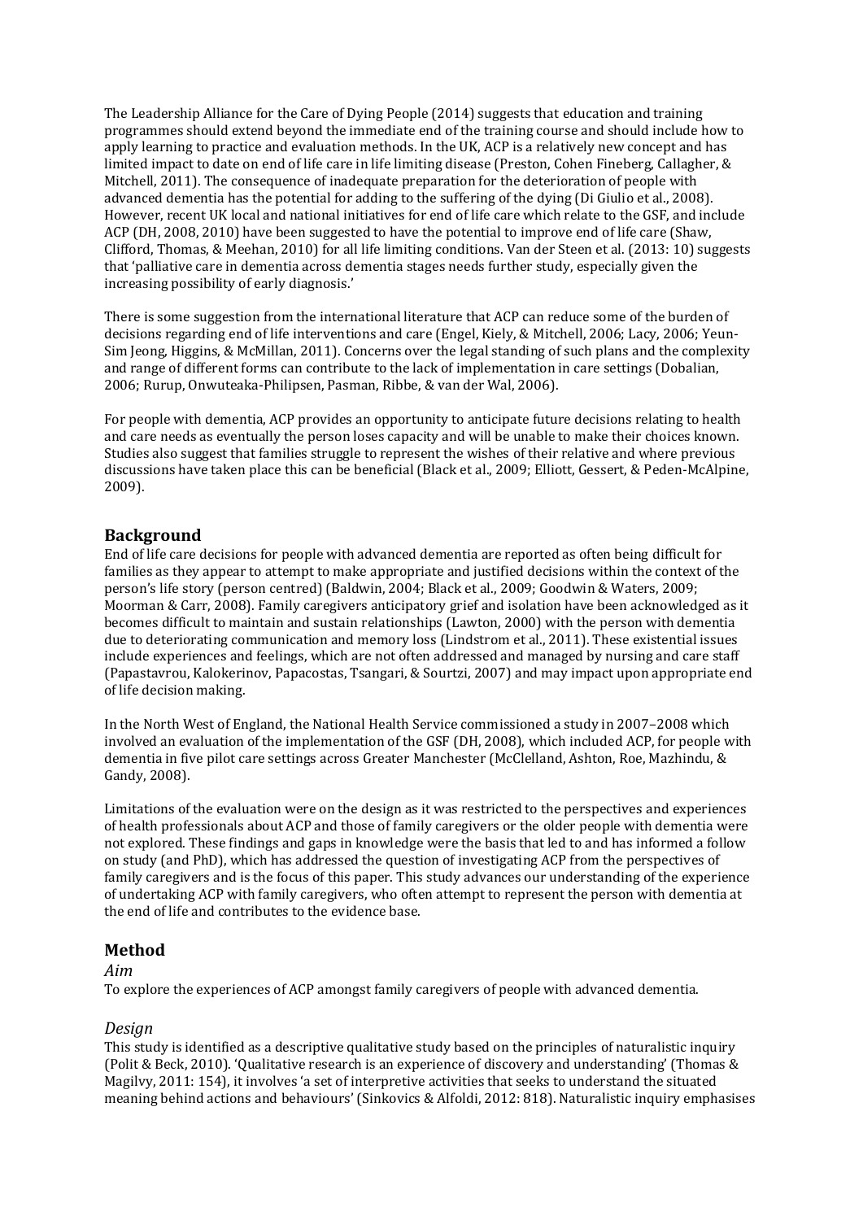The Leadership Alliance for the Care of Dying People (2014) suggests that education and training programmes should extend beyond the immediate end of the training course and should include how to apply learning to practice and evaluation methods. In the UK, ACP is a relatively new concept and has limited impact to date on end of life care in life limiting disease (Preston, Cohen Fineberg, Callagher, & Mitchell, 2011). The consequence of inadequate preparation for the deterioration of people with advanced dementia has the potential for adding to the suffering of the dying (Di Giulio et al., 2008). However, recent UK local and national initiatives for end of life care which relate to the GSF, and include ACP (DH, 2008, 2010) have been suggested to have the potential to improve end of life care (Shaw, Clifford, Thomas, & Meehan, 2010) for all life limiting conditions. Van der Steen et al. (2013: 10) suggests that 'palliative care in dementia across dementia stages needs further study, especially given the increasing possibility of early diagnosis.'

There is some suggestion from the international literature that ACP can reduce some of the burden of decisions regarding end of life interventions and care (Engel, Kiely, & Mitchell, 2006; Lacy, 2006; Yeun-Sim Jeong, Higgins, & McMillan, 2011). Concerns over the legal standing of such plans and the complexity and range of different forms can contribute to the lack of implementation in care settings (Dobalian, 2006; Rurup, Onwuteaka-Philipsen, Pasman, Ribbe, & van der Wal, 2006).

For people with dementia, ACP provides an opportunity to anticipate future decisions relating to health and care needs as eventually the person loses capacity and will be unable to make their choices known. Studies also suggest that families struggle to represent the wishes of their relative and where previous discussions have taken place this can be beneficial (Black et al., 2009; Elliott, Gessert, & Peden-McAlpine, 2009).

## Background

End of life care decisions for people with advanced dementia are reported as often being difficult for families as they appear to attempt to make appropriate and justified decisions within the context of the person's life story (person centred) (Baldwin, 2004; Black et al., 2009; Goodwin & Waters, 2009; Moorman & Carr, 2008). Family caregivers anticipatory grief and isolation have been acknowledged as it becomes difficult to maintain and sustain relationships (Lawton, 2000) with the person with dementia due to deteriorating communication and memory loss (Lindstrom et al., 2011). These existential issues include experiences and feelings, which are not often addressed and managed by nursing and care staff (Papastavrou, Kalokerinov, Papacostas, Tsangari, & Sourtzi, 2007) and may impact upon appropriate end of life decision making.

In the North West of England, the National Health Service commissioned a study in 2007–2008 which involved an evaluation of the implementation of the GSF (DH, 2008), which included ACP, for people with dementia in five pilot care settings across Greater Manchester (McClelland, Ashton, Roe, Mazhindu, & Gandy, 2008).

Limitations of the evaluation were on the design as it was restricted to the perspectives and experiences of health professionals about ACP and those of family caregivers or the older people with dementia were not explored. These findings and gaps in knowledge were the basis that led to and has informed a follow on study (and PhD), which has addressed the question of investigating ACP from the perspectives of family caregivers and is the focus of this paper. This study advances our understanding of the experience of undertaking ACP with family caregivers, who often attempt to represent the person with dementia at the end of life and contributes to the evidence base.

## Method

### *Aim*

To explore the experiences of ACP amongst family caregivers of people with advanced dementia.

### *Design*

This study is identified as a descriptive qualitative study based on the principles of naturalistic inquiry (Polit & Beck, 2010). 'Qualitative research is an experience of discovery and understanding' (Thomas & Magilvy, 2011: 154), it involves 'a set of interpretive activities that seeks to understand the situated meaning behind actions and behaviours' (Sinkovics & Alfoldi, 2012: 818). Naturalistic inquiry emphasises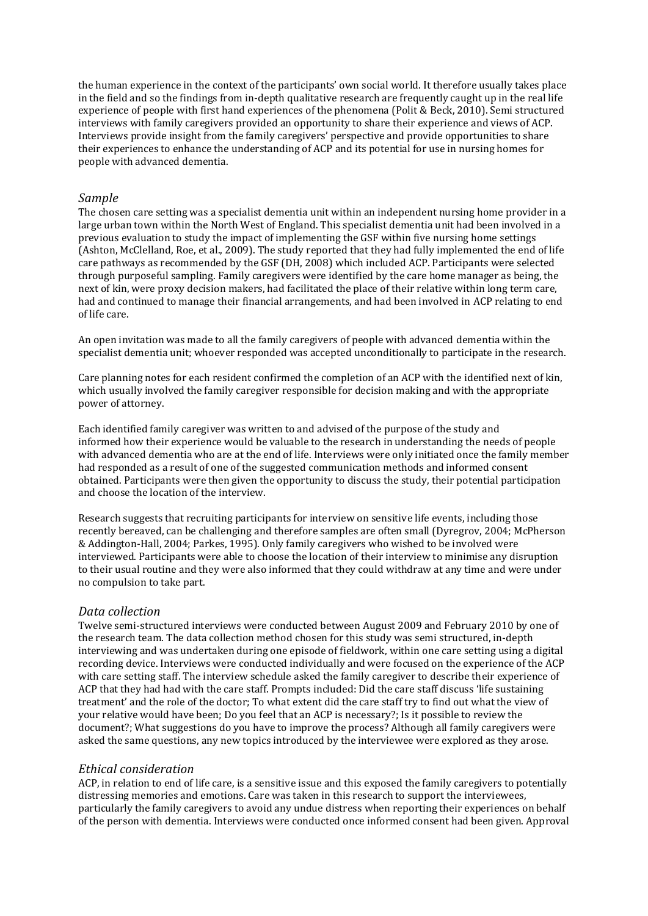the human experience in the context of the participants' own social world. It therefore usually takes place in the field and so the findings from in-depth qualitative research are frequently caught up in the real life experience of people with first hand experiences of the phenomena (Polit & Beck, 2010). Semi structured interviews with family caregivers provided an opportunity to share their experience and views of ACP. Interviews provide insight from the family caregivers' perspective and provide opportunities to share their experiences to enhance the understanding of ACP and its potential for use in nursing homes for people with advanced dementia.

### *Sample*

The chosen care setting was a specialist dementia unit within an independent nursing home provider in a large urban town within the North West of England. This specialist dementia unit had been involved in a previous evaluation to study the impact of implementing the GSF within five nursing home settings (Ashton, McClelland, Roe, et al., 2009). The study reported that they had fully implemented the end of life care pathways as recommended by the GSF (DH, 2008) which included ACP. Participants were selected through purposeful sampling. Family caregivers were identified by the care home manager as being, the next of kin, were proxy decision makers, had facilitated the place of their relative within long term care, had and continued to manage their financial arrangements, and had been involved in ACP relating to end of life care.

An open invitation was made to all the family caregivers of people with advanced dementia within the specialist dementia unit; whoever responded was accepted unconditionally to participate in the research.

Care planning notes for each resident confirmed the completion of an ACP with the identified next of kin, which usually involved the family caregiver responsible for decision making and with the appropriate power of attorney.

Each identified family caregiver was written to and advised of the purpose of the study and informed how their experience would be valuable to the research in understanding the needs of people with advanced dementia who are at the end of life. Interviews were only initiated once the family member had responded as a result of one of the suggested communication methods and informed consent obtained. Participants were then given the opportunity to discuss the study, their potential participation and choose the location of the interview.

Research suggests that recruiting participants for interview on sensitive life events, including those recently bereaved, can be challenging and therefore samples are often small (Dyregrov, 2004; McPherson & Addington-Hall, 2004; Parkes, 1995). Only family caregivers who wished to be involved were interviewed. Participants were able to choose the location of their interview to minimise any disruption to their usual routine and they were also informed that they could withdraw at any time and were under no compulsion to take part.

### *Data collection*

Twelve semi-structured interviews were conducted between August 2009 and February 2010 by one of the research team. The data collection method chosen for this study was semi structured, in-depth interviewing and was undertaken during one episode of fieldwork, within one care setting using a digital recording device. Interviews were conducted individually and were focused on the experience of the ACP with care setting staff. The interview schedule asked the family caregiver to describe their experience of ACP that they had had with the care staff. Prompts included: Did the care staff discuss 'life sustaining treatment' and the role of the doctor; To what extent did the care staff try to find out what the view of your relative would have been; Do you feel that an ACP is necessary?; Is it possible to review the document?; What suggestions do you have to improve the process? Although all family caregivers were asked the same questions, any new topics introduced by the interviewee were explored as they arose.

### *Ethical consideration*

ACP, in relation to end of life care, is a sensitive issue and this exposed the family caregivers to potentially distressing memories and emotions. Care was taken in this research to support the interviewees, particularly the family caregivers to avoid any undue distress when reporting their experiences on behalf of the person with dementia. Interviews were conducted once informed consent had been given. Approval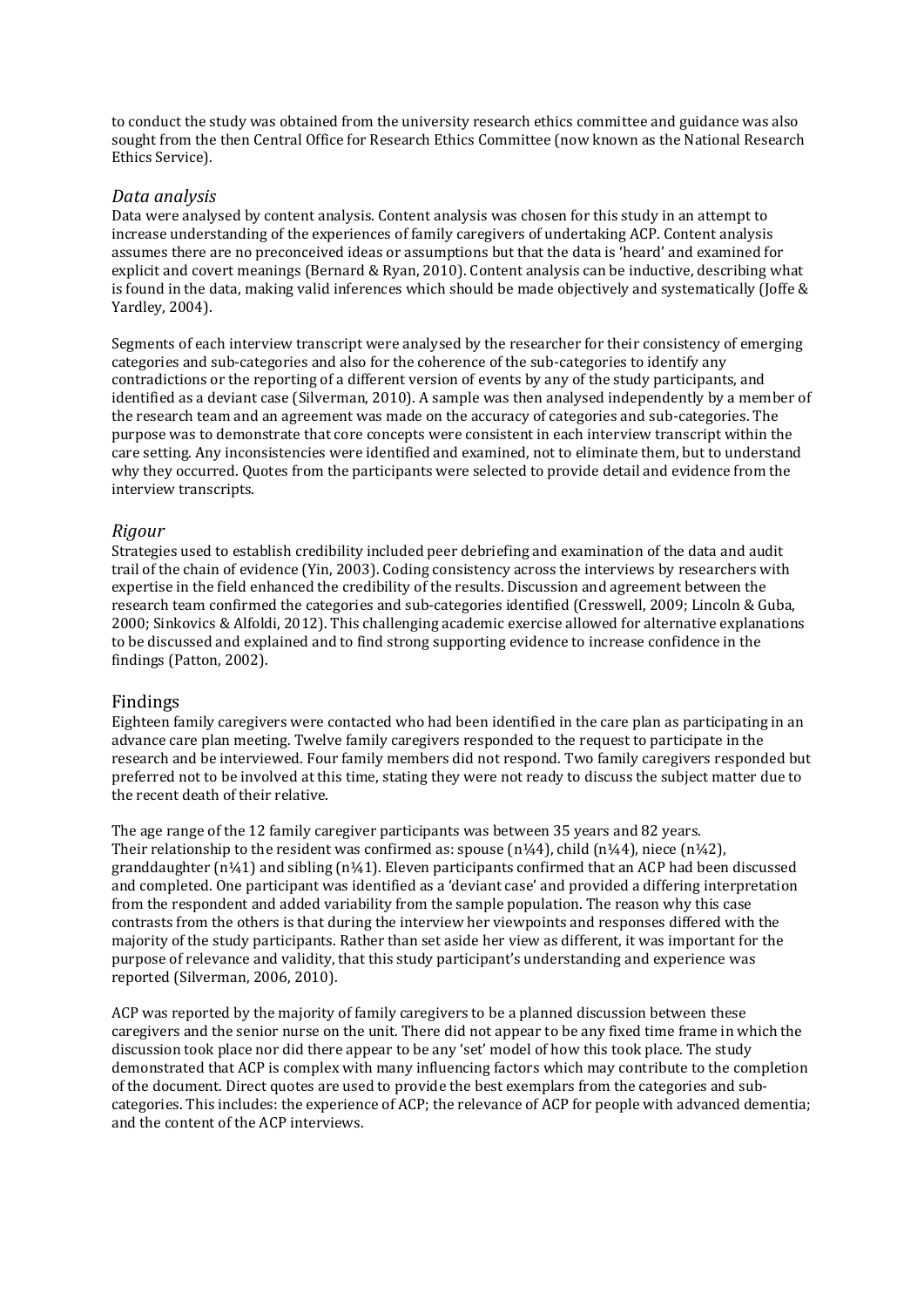to conduct the study was obtained from the university research ethics committee and guidance was also sought from the then Central Office for Research Ethics Committee (now known as the National Research Ethics Service).

### *Data analysis*

Data were analysed by content analysis. Content analysis was chosen for this study in an attempt to increase understanding of the experiences of family caregivers of undertaking ACP. Content analysis assumes there are no preconceived ideas or assumptions but that the data is 'heard' and examined for explicit and covert meanings (Bernard & Ryan, 2010). Content analysis can be inductive, describing what is found in the data, making valid inferences which should be made objectively and systematically (Joffe & Yardley, 2004).

Segments of each interview transcript were analysed by the researcher for their consistency of emerging categories and sub-categories and also for the coherence of the sub-categories to identify any contradictions or the reporting of a different version of events by any of the study participants, and identified as a deviant case (Silverman, 2010). A sample was then analysed independently by a member of the research team and an agreement was made on the accuracy of categories and sub-categories. The purpose was to demonstrate that core concepts were consistent in each interview transcript within the care setting. Any inconsistencies were identified and examined, not to eliminate them, but to understand why they occurred. Quotes from the participants were selected to provide detail and evidence from the interview transcripts.

### *Rigour*

Strategies used to establish credibility included peer debriefing and examination of the data and audit trail of the chain of evidence (Yin, 2003). Coding consistency across the interviews by researchers with expertise in the field enhanced the credibility of the results. Discussion and agreement between the research team confirmed the categories and sub-categories identified (Cresswell, 2009; Lincoln & Guba, 2000; Sinkovics & Alfoldi, 2012). This challenging academic exercise allowed for alternative explanations to be discussed and explained and to find strong supporting evidence to increase confidence in the findings (Patton, 2002).

## Findings

Eighteen family caregivers were contacted who had been identified in the care plan as participating in an advance care plan meeting. Twelve family caregivers responded to the request to participate in the research and be interviewed. Four family members did not respond. Two family caregivers responded but preferred not to be involved at this time, stating they were not ready to discuss the subject matter due to the recent death of their relative.

The age range of the 12 family caregiver participants was between 35 years and 82 years. Their relationship to the resident was confirmed as: spouse (n¼4), child (n¼4), niece (n¼2), granddaughter (n¼1) and sibling (n¼1). Eleven participants confirmed that an ACP had been discussed and completed. One participant was identified as a 'deviant case' and provided a differing interpretation from the respondent and added variability from the sample population. The reason why this case contrasts from the others is that during the interview her viewpoints and responses differed with the majority of the study participants. Rather than set aside her view as different, it was important for the purpose of relevance and validity, that this study participant's understanding and experience was reported (Silverman, 2006, 2010).

ACP was reported by the majority of family caregivers to be a planned discussion between these caregivers and the senior nurse on the unit. There did not appear to be any fixed time frame in which the discussion took place nor did there appear to be any 'set' model of how this took place. The study demonstrated that ACP is complex with many influencing factors which may contribute to the completion of the document. Direct quotes are used to provide the best exemplars from the categories and sub-categories. This includes: the experience of ACP; the relevance of ACP for people with advanced dementia; and the content of the ACP interviews.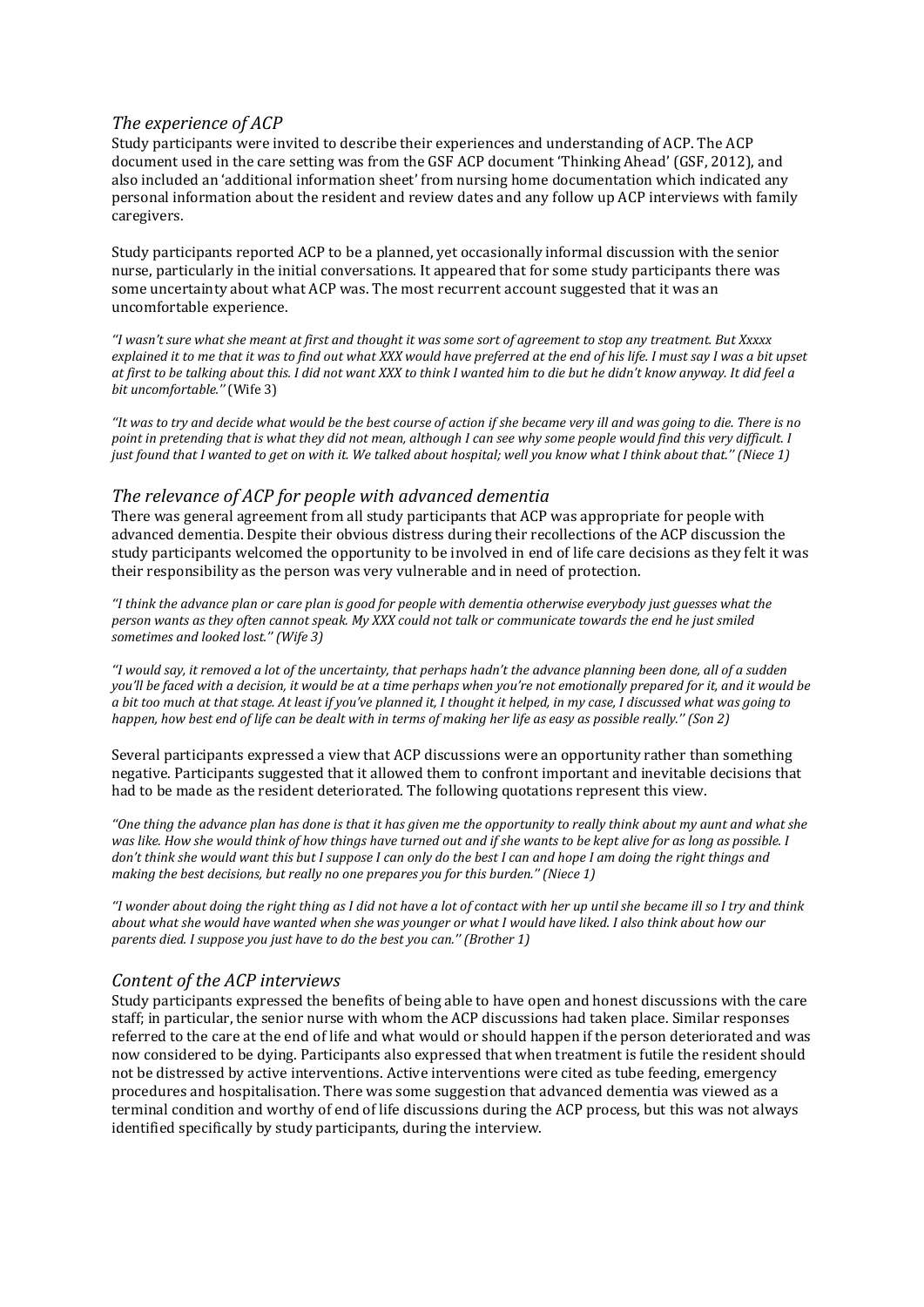### *The experience of ACP*

Study participants were invited to describe their experiences and understanding of ACP. The ACP document used in the care setting was from the GSF ACP document 'Thinking Ahead' (GSF, 2012), and also included an 'additional information sheet' from nursing home documentation which indicated any personal information about the resident and review dates and any follow up ACP interviews with family caregivers.

Study participants reported ACP to be a planned, yet occasionally informal discussion with the senior nurse, particularly in the initial conversations. It appeared that for some study participants there was some uncertainty about what ACP was. The most recurrent account suggested that it was an uncomfortable experience.

*''I wasn't sure what she meant at first and thought it was some sort of agreement to stop any treatment. But Xxxxx explained it to me that it was to find out what XXX would have preferred at the end of his life. I must say I was a bit upset at first to be talking about this. I did not want XXX to think I wanted him to die but he didn't know anyway. It did feel a bit uncomfortable.''* (Wife 3)

*''It was to try and decide what would be the best course of action if she became very ill and was going to die. There is no point in pretending that is what they did not mean, although I can see why some people would find this very difficult. I just found that I wanted to get on with it. We talked about hospital; well you know what I think about that.'' (Niece 1)*

### *The relevance of ACP for people with advanced dementia*

There was general agreement from all study participants that ACP was appropriate for people with advanced dementia. Despite their obvious distress during their recollections of the ACP discussion the study participants welcomed the opportunity to be involved in end of life care decisions as they felt it was their responsibility as the person was very vulnerable and in need of protection.

*''I think the advance plan or care plan is good for people with dementia otherwise everybody just guesses what the person wants as they often cannot speak. My XXX could not talk or communicate towards the end he just smiled sometimes and looked lost.'' (Wife 3)*

*''I would say, it removed a lot of the uncertainty, that perhaps hadn't the advance planning been done, all of a sudden you'll be faced with a decision, it would be at a time perhaps when you're not emotionally prepared for it, and it would be a bit too much at that stage. At least if you've planned it, I thought it helped, in my case, I discussed what was going to happen, how best end of life can be dealt with in terms of making her life as easy as possible really.'' (Son 2)*

Several participants expressed a view that ACP discussions were an opportunity rather than something negative. Participants suggested that it allowed them to confront important and inevitable decisions that had to be made as the resident deteriorated. The following quotations represent this view.

*''One thing the advance plan has done is that it has given me the opportunity to really think about my aunt and what she was like. How she would think of how things have turned out and if she wants to be kept alive for as long as possible. I don't think she would want this but I suppose I can only do the best I can and hope I am doing the right things and making the best decisions, but really no one prepares you for this burden.'' (Niece 1)*

*''I wonder about doing the right thing as I did not have a lot of contact with her up until she became ill so I try and think about what she would have wanted when she was younger or what I would have liked. I also think about how our parents died. I suppose you just have to do the best you can.'' (Brother 1)*

### *Content of the ACP interviews*

Study participants expressed the benefits of being able to have open and honest discussions with the care staff; in particular, the senior nurse with whom the ACP discussions had taken place. Similar responses referred to the care at the end of life and what would or should happen if the person deteriorated and was now considered to be dying. Participants also expressed that when treatment is futile the resident should not be distressed by active interventions. Active interventions were cited as tube feeding, emergency procedures and hospitalisation. There was some suggestion that advanced dementia was viewed as a terminal condition and worthy of end of life discussions during the ACP process, but this was not always identified specifically by study participants, during the interview.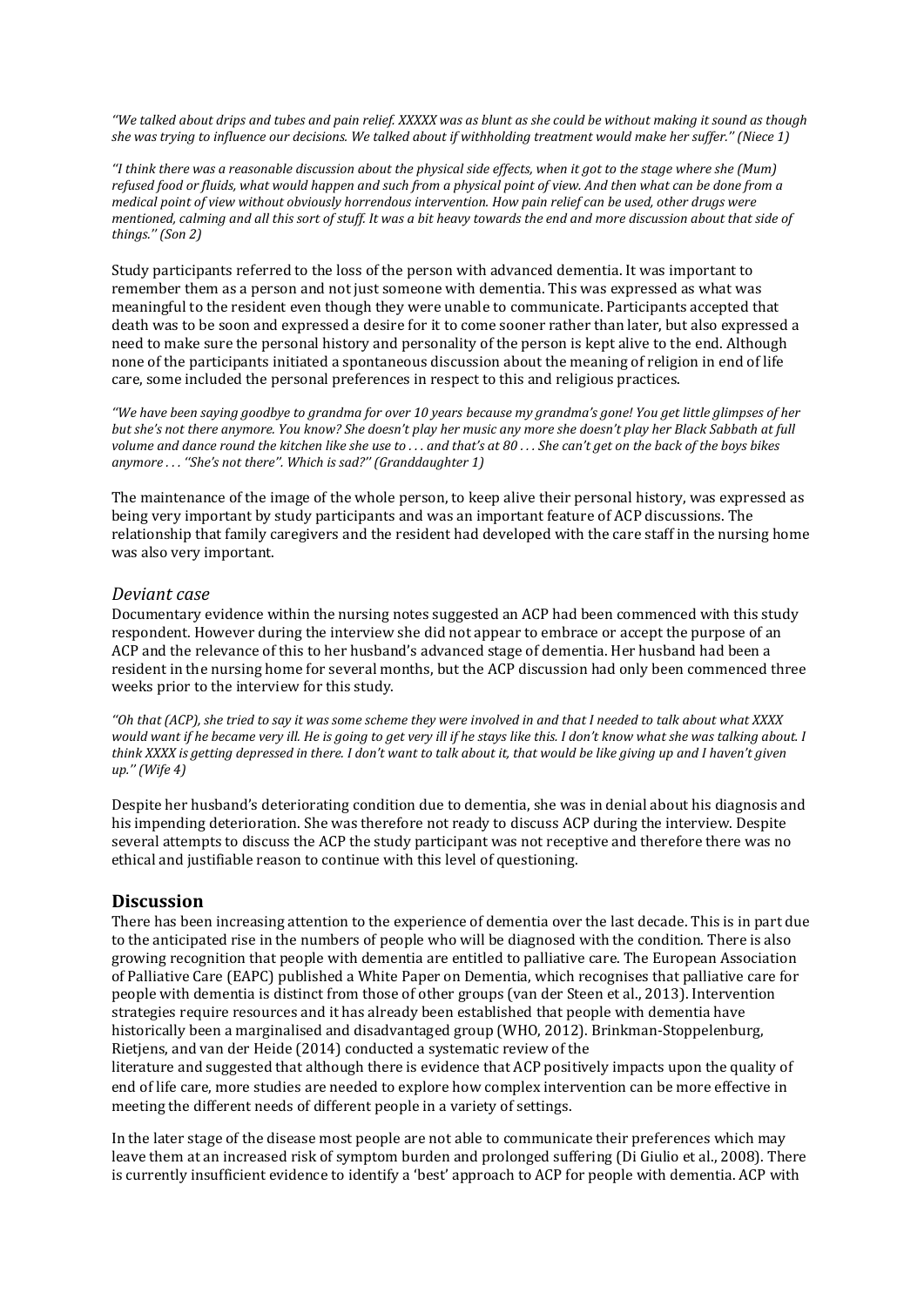*''We talked about drips and tubes and pain relief. XXXXX was as blunt as she could be without making it sound as though she was trying to influence our decisions. We talked about if withholding treatment would make her suffer.'' (Niece 1)*

*''I think there was a reasonable discussion about the physical side effects, when it got to the stage where she (Mum) refused food or fluids, what would happen and such from a physical point of view. And then what can be done from a medical point of view without obviously horrendous intervention. How pain relief can be used, other drugs were mentioned, calming and all this sort of stuff. It was a bit heavy towards the end and more discussion about that side of things.'' (Son 2)*

Study participants referred to the loss of the person with advanced dementia. It was important to remember them as a person and not just someone with dementia. This was expressed as what was meaningful to the resident even though they were unable to communicate. Participants accepted that death was to be soon and expressed a desire for it to come sooner rather than later, but also expressed a need to make sure the personal history and personality of the person is kept alive to the end. Although none of the participants initiated a spontaneous discussion about the meaning of religion in end of life care, some included the personal preferences in respect to this and religious practices.

*''We have been saying goodbye to grandma for over 10 years because my grandma's gone! You get little glimpses of her but she's not there anymore. You know? She doesn't play her music any more she doesn't play her Black Sabbath at full volume and dance round the kitchen like she use to . . . and that's at 80 . . . She can't get on the back of the boys bikes anymore . . . ''She's not there''. Which is sad?'' (Granddaughter 1)*

The maintenance of the image of the whole person, to keep alive their personal history, was expressed as being very important by study participants and was an important feature of ACP discussions. The relationship that family caregivers and the resident had developed with the care staff in the nursing home was also very important.

### *Deviant case*

Documentary evidence within the nursing notes suggested an ACP had been commenced with this study respondent. However during the interview she did not appear to embrace or accept the purpose of an ACP and the relevance of this to her husband's advanced stage of dementia. Her husband had been a resident in the nursing home for several months, but the ACP discussion had only been commenced three weeks prior to the interview for this study.

*''Oh that (ACP), she tried to say it was some scheme they were involved in and that I needed to talk about what XXXX would want if he became very ill. He is going to get very ill if he stays like this. I don't know what she was talking about. I think XXXX is getting depressed in there. I don't want to talk about it, that would be like giving up and I haven't given up.'' (Wife 4)*

Despite her husband's deteriorating condition due to dementia, she was in denial about his diagnosis and his impending deterioration. She was therefore not ready to discuss ACP during the interview. Despite several attempts to discuss the ACP the study participant was not receptive and therefore there was no ethical and justifiable reason to continue with this level of questioning.

## Discussion

There has been increasing attention to the experience of dementia over the last decade. This is in part due to the anticipated rise in the numbers of people who will be diagnosed with the condition. There is also growing recognition that people with dementia are entitled to palliative care. The European Association of Palliative Care (EAPC) published a White Paper on Dementia, which recognises that palliative care for people with dementia is distinct from those of other groups (van der Steen et al., 2013). Intervention strategies require resources and it has already been established that people with dementia have historically been a marginalised and disadvantaged group (WHO, 2012). Brinkman-Stoppelenburg, Rietjens, and van der Heide (2014) conducted a systematic review of the literature and suggested that although there is evidence that ACP positively impacts upon the quality of end of life care, more studies are needed to explore how complex intervention can be more effective in meeting the different needs of different people in a variety of settings.

In the later stage of the disease most people are not able to communicate their preferences which may leave them at an increased risk of symptom burden and prolonged suffering (Di Giulio et al., 2008). There is currently insufficient evidence to identify a 'best' approach to ACP for people with dementia. ACP with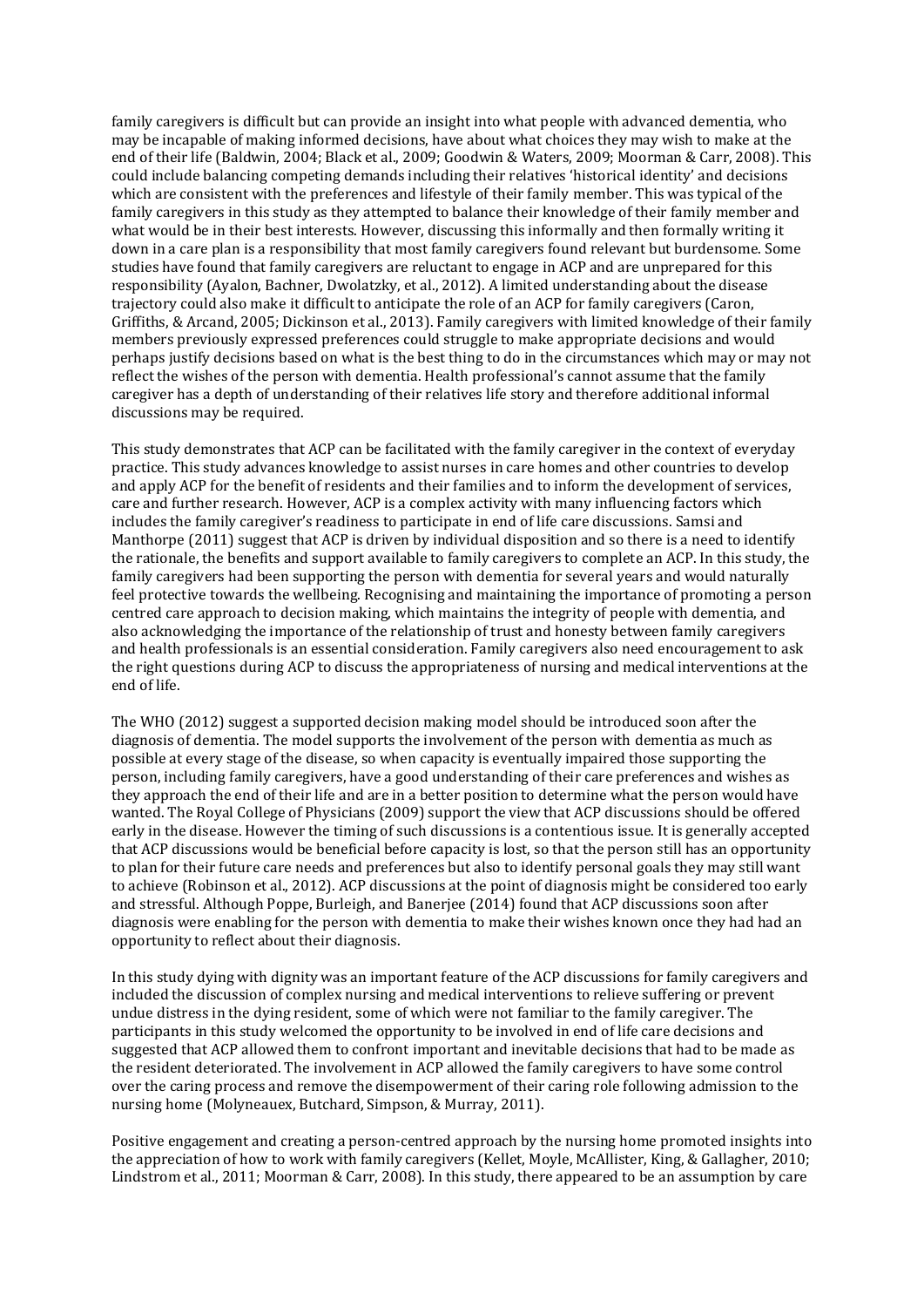family caregivers is difficult but can provide an insight into what people with advanced dementia, who may be incapable of making informed decisions, have about what choices they may wish to make at the end of their life (Baldwin, 2004; Black et al., 2009; Goodwin & Waters, 2009; Moorman & Carr, 2008). This could include balancing competing demands including their relatives 'historical identity' and decisions which are consistent with the preferences and lifestyle of their family member. This was typical of the family caregivers in this study as they attempted to balance their knowledge of their family member and what would be in their best interests. However, discussing this informally and then formally writing it down in a care plan is a responsibility that most family caregivers found relevant but burdensome. Some studies have found that family caregivers are reluctant to engage in ACP and are unprepared for this responsibility (Ayalon, Bachner, Dwolatzky, et al., 2012). A limited understanding about the disease trajectory could also make it difficult to anticipate the role of an ACP for family caregivers (Caron, Griffiths, & Arcand, 2005; Dickinson et al., 2013). Family caregivers with limited knowledge of their family members previously expressed preferences could struggle to make appropriate decisions and would perhaps justify decisions based on what is the best thing to do in the circumstances which may or may not reflect the wishes of the person with dementia. Health professional's cannot assume that the family caregiver has a depth of understanding of their relatives life story and therefore additional informal discussions may be required.

This study demonstrates that ACP can be facilitated with the family caregiver in the context of everyday practice. This study advances knowledge to assist nurses in care homes and other countries to develop and apply ACP for the benefit of residents and their families and to inform the development of services, care and further research. However, ACP is a complex activity with many influencing factors which includes the family caregiver's readiness to participate in end of life care discussions. Samsi and Manthorpe (2011) suggest that ACP is driven by individual disposition and so there is a need to identify the rationale, the benefits and support available to family caregivers to complete an ACP. In this study, the family caregivers had been supporting the person with dementia for several years and would naturally feel protective towards the wellbeing. Recognising and maintaining the importance of promoting a person centred care approach to decision making, which maintains the integrity of people with dementia, and also acknowledging the importance of the relationship of trust and honesty between family caregivers and health professionals is an essential consideration. Family caregivers also need encouragement to ask the right questions during ACP to discuss the appropriateness of nursing and medical interventions at the end of life.

The WHO (2012) suggest a supported decision making model should be introduced soon after the diagnosis of dementia. The model supports the involvement of the person with dementia as much as possible at every stage of the disease, so when capacity is eventually impaired those supporting the person, including family caregivers, have a good understanding of their care preferences and wishes as they approach the end of their life and are in a better position to determine what the person would have wanted. The Royal College of Physicians (2009) support the view that ACP discussions should be offered early in the disease. However the timing of such discussions is a contentious issue. It is generally accepted that ACP discussions would be beneficial before capacity is lost, so that the person still has an opportunity to plan for their future care needs and preferences but also to identify personal goals they may still want to achieve (Robinson et al., 2012). ACP discussions at the point of diagnosis might be considered too early and stressful. Although Poppe, Burleigh, and Banerjee (2014) found that ACP discussions soon after diagnosis were enabling for the person with dementia to make their wishes known once they had had an opportunity to reflect about their diagnosis.

In this study dying with dignity was an important feature of the ACP discussions for family caregivers and included the discussion of complex nursing and medical interventions to relieve suffering or prevent undue distress in the dying resident, some of which were not familiar to the family caregiver. The participants in this study welcomed the opportunity to be involved in end of life care decisions and suggested that ACP allowed them to confront important and inevitable decisions that had to be made as the resident deteriorated. The involvement in ACP allowed the family caregivers to have some control over the caring process and remove the disempowerment of their caring role following admission to the nursing home (Molyneauex, Butchard, Simpson, & Murray, 2011).

Positive engagement and creating a person-centred approach by the nursing home promoted insights into the appreciation of how to work with family caregivers (Kellet, Moyle, McAllister, King, & Gallagher, 2010; Lindstrom et al., 2011; Moorman & Carr, 2008). In this study, there appeared to be an assumption by care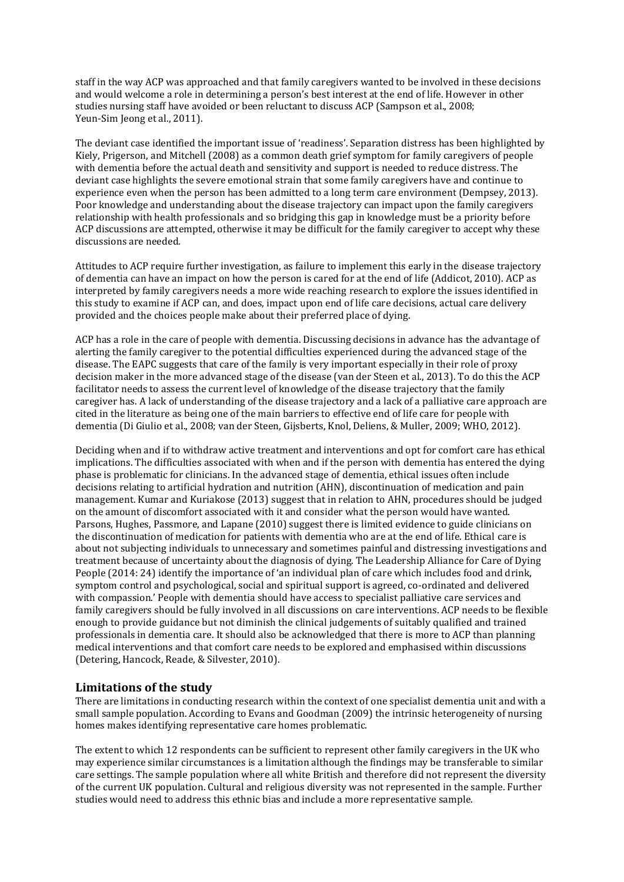staff in the way ACP was approached and that family caregivers wanted to be involved in these decisions and would welcome a role in determining a person's best interest at the end of life. However in other studies nursing staff have avoided or been reluctant to discuss ACP (Sampson et al., 2008; Yeun-Sim Jeong et al., 2011).

The deviant case identified the important issue of 'readiness'. Separation distress has been highlighted by Kiely, Prigerson, and Mitchell (2008) as a common death grief symptom for family caregivers of people with dementia before the actual death and sensitivity and support is needed to reduce distress. The deviant case highlights the severe emotional strain that some family caregivers have and continue to experience even when the person has been admitted to a long term care environment (Dempsey, 2013). Poor knowledge and understanding about the disease trajectory can impact upon the family caregivers relationship with health professionals and so bridging this gap in knowledge must be a priority before ACP discussions are attempted, otherwise it may be difficult for the family caregiver to accept why these discussions are needed.

Attitudes to ACP require further investigation, as failure to implement this early in the disease trajectory of dementia can have an impact on how the person is cared for at the end of life (Addicot, 2010). ACP as interpreted by family caregivers needs a more wide reaching research to explore the issues identified in this study to examine if ACP can, and does, impact upon end of life care decisions, actual care delivery provided and the choices people make about their preferred place of dying.

ACP has a role in the care of people with dementia. Discussing decisions in advance has the advantage of alerting the family caregiver to the potential difficulties experienced during the advanced stage of the disease. The EAPC suggests that care of the family is very important especially in their role of proxy decision maker in the more advanced stage of the disease (van der Steen et al., 2013). To do this the ACP facilitator needs to assess the current level of knowledge of the disease trajectory that the family caregiver has. A lack of understanding of the disease trajectory and a lack of a palliative care approach are cited in the literature as being one of the main barriers to effective end of life care for people with dementia (Di Giulio et al., 2008; van der Steen, Gijsberts, Knol, Deliens, & Muller, 2009; WHO, 2012).

Deciding when and if to withdraw active treatment and interventions and opt for comfort care has ethical implications. The difficulties associated with when and if the person with dementia has entered the dying phase is problematic for clinicians. In the advanced stage of dementia, ethical issues often include decisions relating to artificial hydration and nutrition (AHN), discontinuation of medication and pain management. Kumar and Kuriakose (2013) suggest that in relation to AHN, procedures should be judged on the amount of discomfort associated with it and consider what the person would have wanted. Parsons, Hughes, Passmore, and Lapane (2010) suggest there is limited evidence to guide clinicians on the discontinuation of medication for patients with dementia who are at the end of life. Ethical care is about not subjecting individuals to unnecessary and sometimes painful and distressing investigations and treatment because of uncertainty about the diagnosis of dying. The Leadership Alliance for Care of Dying People (2014: 24) identify the importance of 'an individual plan of care which includes food and drink, symptom control and psychological, social and spiritual support is agreed, co-ordinated and delivered with compassion.' People with dementia should have access to specialist palliative care services and family caregivers should be fully involved in all discussions on care interventions. ACP needs to be flexible enough to provide guidance but not diminish the clinical judgements of suitably qualified and trained professionals in dementia care. It should also be acknowledged that there is more to ACP than planning medical interventions and that comfort care needs to be explored and emphasised within discussions (Detering, Hancock, Reade, & Silvester, 2010).

## Limitations of the study

There are limitations in conducting research within the context of one specialist dementia unit and with a small sample population. According to Evans and Goodman (2009) the intrinsic heterogeneity of nursing homes makes identifying representative care homes problematic.

The extent to which 12 respondents can be sufficient to represent other family caregivers in the UK who may experience similar circumstances is a limitation although the findings may be transferable to similar care settings. The sample population where all white British and therefore did not represent the diversity of the current UK population. Cultural and religious diversity was not represented in the sample. Further studies would need to address this ethnic bias and include a more representative sample.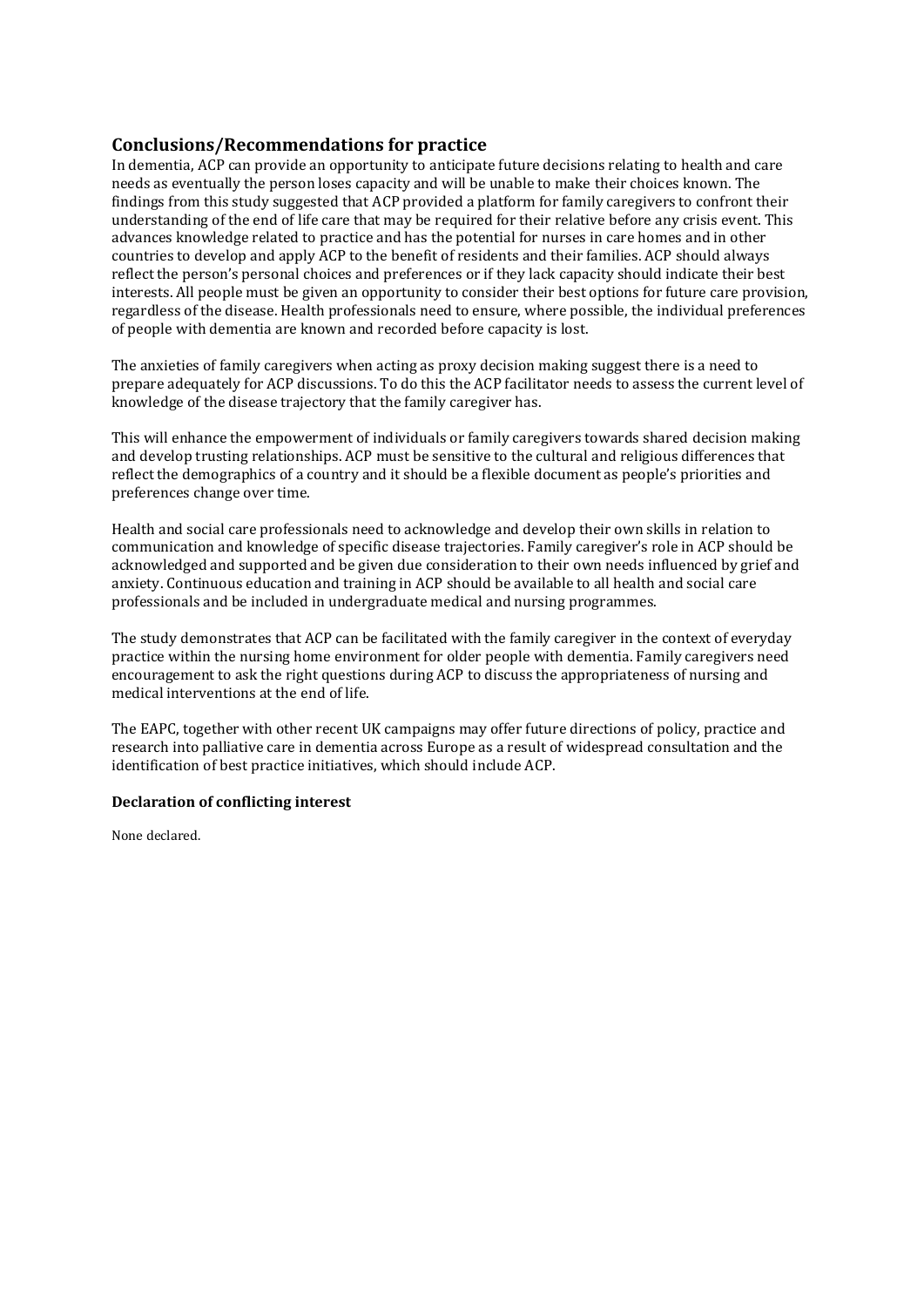## Conclusions/Recommendations for practice

In dementia, ACP can provide an opportunity to anticipate future decisions relating to health and care needs as eventually the person loses capacity and will be unable to make their choices known. The findings from this study suggested that ACP provided a platform for family caregivers to confront their understanding of the end of life care that may be required for their relative before any crisis event. This advances knowledge related to practice and has the potential for nurses in care homes and in other countries to develop and apply ACP to the benefit of residents and their families. ACP should always reflect the person's personal choices and preferences or if they lack capacity should indicate their best interests. All people must be given an opportunity to consider their best options for future care provision, regardless of the disease. Health professionals need to ensure, where possible, the individual preferences of people with dementia are known and recorded before capacity is lost.

The anxieties of family caregivers when acting as proxy decision making suggest there is a need to prepare adequately for ACP discussions. To do this the ACP facilitator needs to assess the current level of knowledge of the disease trajectory that the family caregiver has.

This will enhance the empowerment of individuals or family caregivers towards shared decision making and develop trusting relationships. ACP must be sensitive to the cultural and religious differences that reflect the demographics of a country and it should be a flexible document as people's priorities and preferences change over time.

Health and social care professionals need to acknowledge and develop their own skills in relation to communication and knowledge of specific disease trajectories. Family caregiver's role in ACP should be acknowledged and supported and be given due consideration to their own needs influenced by grief and anxiety. Continuous education and training in ACP should be available to all health and social care professionals and be included in undergraduate medical and nursing programmes.

The study demonstrates that ACP can be facilitated with the family caregiver in the context of everyday practice within the nursing home environment for older people with dementia. Family caregivers need encouragement to ask the right questions during ACP to discuss the appropriateness of nursing and medical interventions at the end of life.

The EAPC, together with other recent UK campaigns may offer future directions of policy, practice and research into palliative care in dementia across Europe as a result of widespread consultation and the identification of best practice initiatives, which should include ACP.

**Declaration of conflicting interest**

None declared.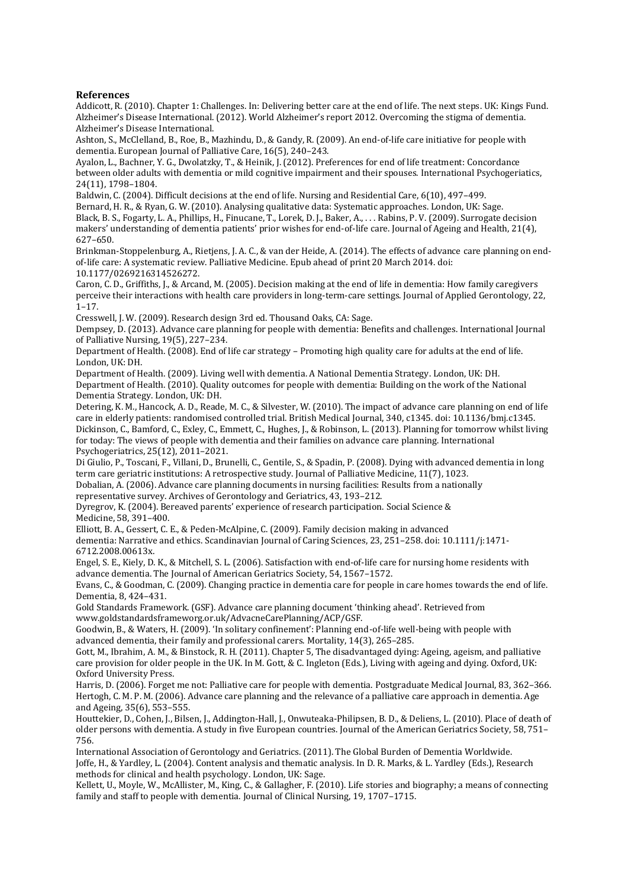**References**

Addicott, R. (2010). Chapter 1: Challenges. In: Delivering better care at the end of life. The next steps. UK: Kings Fund.

Alzheimer's Disease International. (2012). World Alzheimer's report 2012. Overcoming the stigma of dementia. Alzheimer's Disease International.

Ashton, S., McClelland, B., Roe, B., Mazhindu, D., & Gandy, R. (2009). An end-of-life care initiative for people with dementia. European Journal of Palliative Care, 16(5), 240–243.

Ayalon, L., Bachner, Y. G., Dwolatzky, T., & Heinik, J. (2012). Preferences for end of life treatment: Concordance between older adults with dementia or mild cognitive impairment and their spouses. International Psychogeriatrics, 24(11), 1798–1804.

Baldwin, C. (2004). Difficult decisions at the end of life. Nursing and Residential Care, 6(10), 497–499.

Bernard, H. R., & Ryan, G. W. (2010). Analysing qualitative data: Systematic approaches. London, UK: Sage.

Black, B. S., Fogarty, L. A., Phillips, H., Finucane, T., Lorek, D. J., Baker, A., . . . Rabins, P. V. (2009). Surrogate decision makers' understanding of dementia patients' prior wishes for end-of-life care. Journal of Ageing and Health, 21(4), 627–650.

Brinkman-Stoppelenburg, A., Rietjens, J. A. C., & van der Heide, A. (2014). The effects of advance care planning on end-of-life care: A systematic review. Palliative Medicine. Epub ahead of print 20 March 2014. doi: 10.1177/0269216314526272.

Caron, C. D., Griffiths, J., & Arcand, M. (2005). Decision making at the end of life in dementia: How family caregivers perceive their interactions with health care providers in long-term-care settings. Journal of Applied Gerontology, 22, 1–17.

Cresswell, J. W. (2009). Research design 3rd ed. Thousand Oaks, CA: Sage.

Dempsey, D. (2013). Advance care planning for people with dementia: Benefits and challenges. International Journal of Palliative Nursing, 19(5), 227–234.

Department of Health. (2008). End of life car strategy – Promoting high quality care for adults at the end of life. London, UK: DH.

Department of Health. (2009). Living well with dementia. A National Dementia Strategy. London, UK: DH.

Department of Health. (2010). Quality outcomes for people with dementia: Building on the work of the National Dementia Strategy. London, UK: DH.

Detering, K. M., Hancock, A. D., Reade, M. C., & Silvester, W. (2010). The impact of advance care planning on end of life care in elderly patients: randomised controlled trial. British Medical Journal, 340, c1345. doi: 10.1136/bmj.c1345.

Dickinson, C., Bamford, C., Exley, C., Emmett, C., Hughes, J., & Robinson, L. (2013). Planning for tomorrow whilst living for today: The views of people with dementia and their families on advance care planning. International Psychogeriatrics, 25(12), 2011–2021.

Di Giulio, P., Toscani, F., Villani, D., Brunelli, C., Gentile, S., & Spadin, P. (2008). Dying with advanced dementia in long term care geriatric institutions: A retrospective study. Journal of Palliative Medicine, 11(7), 1023.

Dobalian, A. (2006). Advance care planning documents in nursing facilities: Results from a nationally representative survey. Archives of Gerontology and Geriatrics, 43, 193–212.

Dyregrov, K. (2004). Bereaved parents' experience of research participation. Social Science & Medicine, 58, 391–400.

Elliott, B. A., Gessert, C. E., & Peden-McAlpine, C. (2009). Family decision making in advanced dementia: Narrative and ethics. Scandinavian Journal of Caring Sciences, 23, 251–258. doi: 10.1111/j:1471-6712.2008.00613x.

Engel, S. E., Kiely, D. K., & Mitchell, S. L. (2006). Satisfaction with end-of-life care for nursing home residents with advance dementia. The Journal of American Geriatrics Society, 54, 1567–1572.

Evans, C., & Goodman, C. (2009). Changing practice in dementia care for people in care homes towards the end of life. Dementia, 8, 424–431.

Gold Standards Framework. (GSF). Advance care planning document 'thinking ahead'. Retrieved from www.goldstandardsframeworg.or.uk/AdvacneCarePlanning/ACP/GSF.

Goodwin, B., & Waters, H. (2009). 'In solitary confinement': Planning end-of-life well-being with people with advanced dementia, their family and professional carers. Mortality, 14(3), 265–285.

Gott, M., Ibrahim, A. M., & Binstock, R. H. (2011). Chapter 5, The disadvantaged dying: Ageing, ageism, and palliative care provision for older people in the UK. In M. Gott, & C. Ingleton (Eds.), Living with ageing and dying. Oxford, UK: Oxford University Press.

Harris, D. (2006). Forget me not: Palliative care for people with dementia. Postgraduate Medical Journal, 83, 362–366.

Hertogh, C. M. P. M. (2006). Advance care planning and the relevance of a palliative care approach in dementia. Age and Ageing, 35(6), 553–555.

Houttekier, D., Cohen, J., Bilsen, J., Addington-Hall, J., Onwuteaka-Philipsen, B. D., & Deliens, L. (2010). Place of death of older persons with dementia. A study in five European countries. Journal of the American Geriatrics Society, 58, 751–756.

International Association of Gerontology and Geriatrics. (2011). The Global Burden of Dementia Worldwide.

Joffe, H., & Yardley, L. (2004). Content analysis and thematic analysis. In D. R. Marks, & L. Yardley (Eds.), Research methods for clinical and health psychology. London, UK: Sage.

Kellett, U., Moyle, W., McAllister, M., King, C., & Gallagher, F. (2010). Life stories and biography; a means of connecting family and staff to people with dementia. Journal of Clinical Nursing, 19, 1707–1715.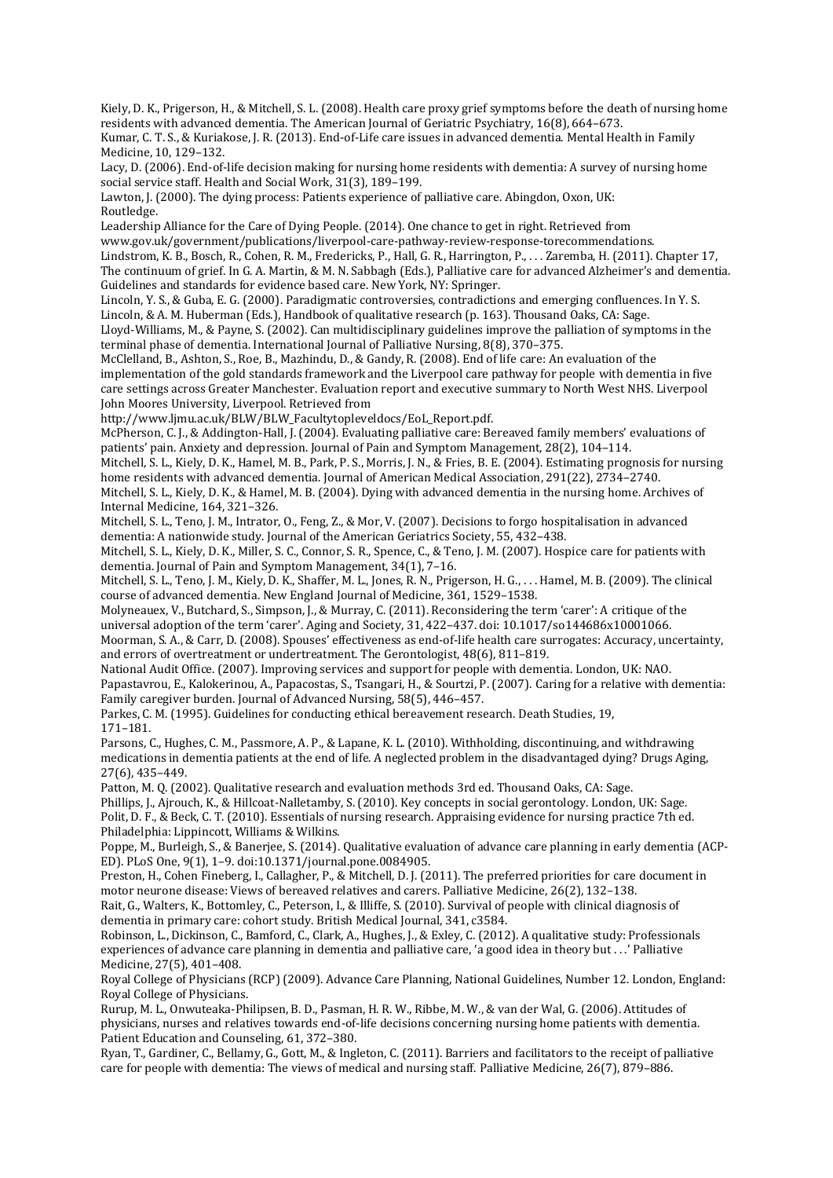Kiely, D. K., Prigerson, H., & Mitchell, S. L. (2008). Health care proxy grief symptoms before the death of nursing home residents with advanced dementia. The American Journal of Geriatric Psychiatry, 16(8), 664–673.

Kumar, C. T. S., & Kuriakose, J. R. (2013). End-of-Life care issues in advanced dementia. Mental Health in Family Medicine, 10, 129–132.

Lacy, D. (2006). End-of-life decision making for nursing home residents with dementia: A survey of nursing home social service staff. Health and Social Work, 31(3), 189–199.

Lawton, J. (2000). The dying process: Patients experience of palliative care. Abingdon, Oxon, UK: Routledge.

Leadership Alliance for the Care of Dying People. (2014). One chance to get in right. Retrieved from www.gov.uk/government/publications/liverpool-care-pathway-review-response-torecommendations.

Lindstrom, K. B., Bosch, R., Cohen, R. M., Fredericks, P., Hall, G. R., Harrington, P., . . . Zaremba, H. (2011). Chapter 17, The continuum of grief. In G. A. Martin, & M. N. Sabbagh (Eds.), Palliative care for advanced Alzheimer's and dementia. Guidelines and standards for evidence based care. New York, NY: Springer.

Lincoln, Y. S., & Guba, E. G. (2000). Paradigmatic controversies, contradictions and emerging confluences. In Y. S. Lincoln, & A. M. Huberman (Eds.), Handbook of qualitative research (p. 163). Thousand Oaks, CA: Sage.

Lloyd-Williams, M., & Payne, S. (2002). Can multidisciplinary guidelines improve the palliation of symptoms in the terminal phase of dementia. International Journal of Palliative Nursing, 8(8), 370–375.

McClelland, B., Ashton, S., Roe, B., Mazhindu, D., & Gandy, R. (2008). End of life care: An evaluation of the implementation of the gold standards framework and the Liverpool care pathway for people with dementia in five care settings across Greater Manchester. Evaluation report and executive summary to North West NHS. Liverpool John Moores University, Liverpool. Retrieved from http://www.ljmu.ac.uk/BLW/BLW_Facultytopleveldocs/EoL_Report.pdf.

McPherson, C. J., & Addington-Hall, J. (2004). Evaluating palliative care: Bereaved family members' evaluations of patients' pain. Anxiety and depression. Journal of Pain and Symptom Management, 28(2), 104–114.

Mitchell, S. L., Kiely, D. K., Hamel, M. B., Park, P. S., Morris, J. N., & Fries, B. E. (2004). Estimating prognosis for nursing home residents with advanced dementia. Journal of American Medical Association, 291(22), 2734–2740.

Mitchell, S. L., Kiely, D. K., & Hamel, M. B. (2004). Dying with advanced dementia in the nursing home. Archives of Internal Medicine, 164, 321–326.

Mitchell, S. L., Teno, J. M., Intrator, O., Feng, Z., & Mor, V. (2007). Decisions to forgo hospitalisation in advanced dementia: A nationwide study. Journal of the American Geriatrics Society, 55, 432–438.

Mitchell, S. L., Kiely, D. K., Miller, S. C., Connor, S. R., Spence, C., & Teno, J. M. (2007). Hospice care for patients with dementia. Journal of Pain and Symptom Management, 34(1), 7–16.

Mitchell, S. L., Teno, J. M., Kiely, D. K., Shaffer, M. L., Jones, R. N., Prigerson, H. G., . . . Hamel, M. B. (2009). The clinical course of advanced dementia. New England Journal of Medicine, 361, 1529–1538.

Molyneauex, V., Butchard, S., Simpson, J., & Murray, C. (2011). Reconsidering the term 'carer': A critique of the universal adoption of the term 'carer'. Aging and Society, 31, 422–437. doi: 10.1017/so144686x10001066.

Moorman, S. A., & Carr, D. (2008). Spouses' effectiveness as end-of-life health care surrogates: Accuracy, uncertainty, and errors of overtreatment or undertreatment. The Gerontologist, 48(6), 811–819.

National Audit Office. (2007). Improving services and support for people with dementia. London, UK: NAO.

Papastavrou, E., Kalokerinou, A., Papacostas, S., Tsangari, H., & Sourtzi, P. (2007). Caring for a relative with dementia: Family caregiver burden. Journal of Advanced Nursing, 58(5), 446–457.

Parkes, C. M. (1995). Guidelines for conducting ethical bereavement research. Death Studies, 19, 171–181.

Parsons, C., Hughes, C. M., Passmore, A. P., & Lapane, K. L. (2010). Withholding, discontinuing, and withdrawing medications in dementia patients at the end of life. A neglected problem in the disadvantaged dying? Drugs Aging, 27(6), 435–449.

Patton, M. Q. (2002). Qualitative research and evaluation methods 3rd ed. Thousand Oaks, CA: Sage.

Phillips, J., Ajrouch, K., & Hillcoat-Nalletamby, S. (2010). Key concepts in social gerontology. London, UK: Sage.

Polit, D. F., & Beck, C. T. (2010). Essentials of nursing research. Appraising evidence for nursing practice 7th ed. Philadelphia: Lippincott, Williams & Wilkins.

Poppe, M., Burleigh, S., & Banerjee, S. (2014). Qualitative evaluation of advance care planning in early dementia (ACP-ED). PLoS One, 9(1), 1–9. doi:10.1371/journal.pone.0084905.

Preston, H., Cohen Fineberg, I., Callagher, P., & Mitchell, D. J. (2011). The preferred priorities for care document in motor neurone disease: Views of bereaved relatives and carers. Palliative Medicine, 26(2), 132–138.

Rait, G., Walters, K., Bottomley, C., Peterson, I., & Illiffe, S. (2010). Survival of people with clinical diagnosis of dementia in primary care: cohort study. British Medical Journal, 341, c3584.

Robinson, L., Dickinson, C., Bamford, C., Clark, A., Hughes, J., & Exley, C. (2012). A qualitative study: Professionals experiences of advance care planning in dementia and palliative care, 'a good idea in theory but . . .' Palliative Medicine, 27(5), 401–408.

Royal College of Physicians (RCP) (2009). Advance Care Planning, National Guidelines, Number 12. London, England: Royal College of Physicians.

Rurup, M. L., Onwuteaka-Philipsen, B. D., Pasman, H. R. W., Ribbe, M. W., & van der Wal, G. (2006). Attitudes of physicians, nurses and relatives towards end-of-life decisions concerning nursing home patients with dementia. Patient Education and Counseling, 61, 372–380.

Ryan, T., Gardiner, C., Bellamy, G., Gott, M., & Ingleton, C. (2011). Barriers and facilitators to the receipt of palliative care for people with dementia: The views of medical and nursing staff. Palliative Medicine, 26(7), 879–886.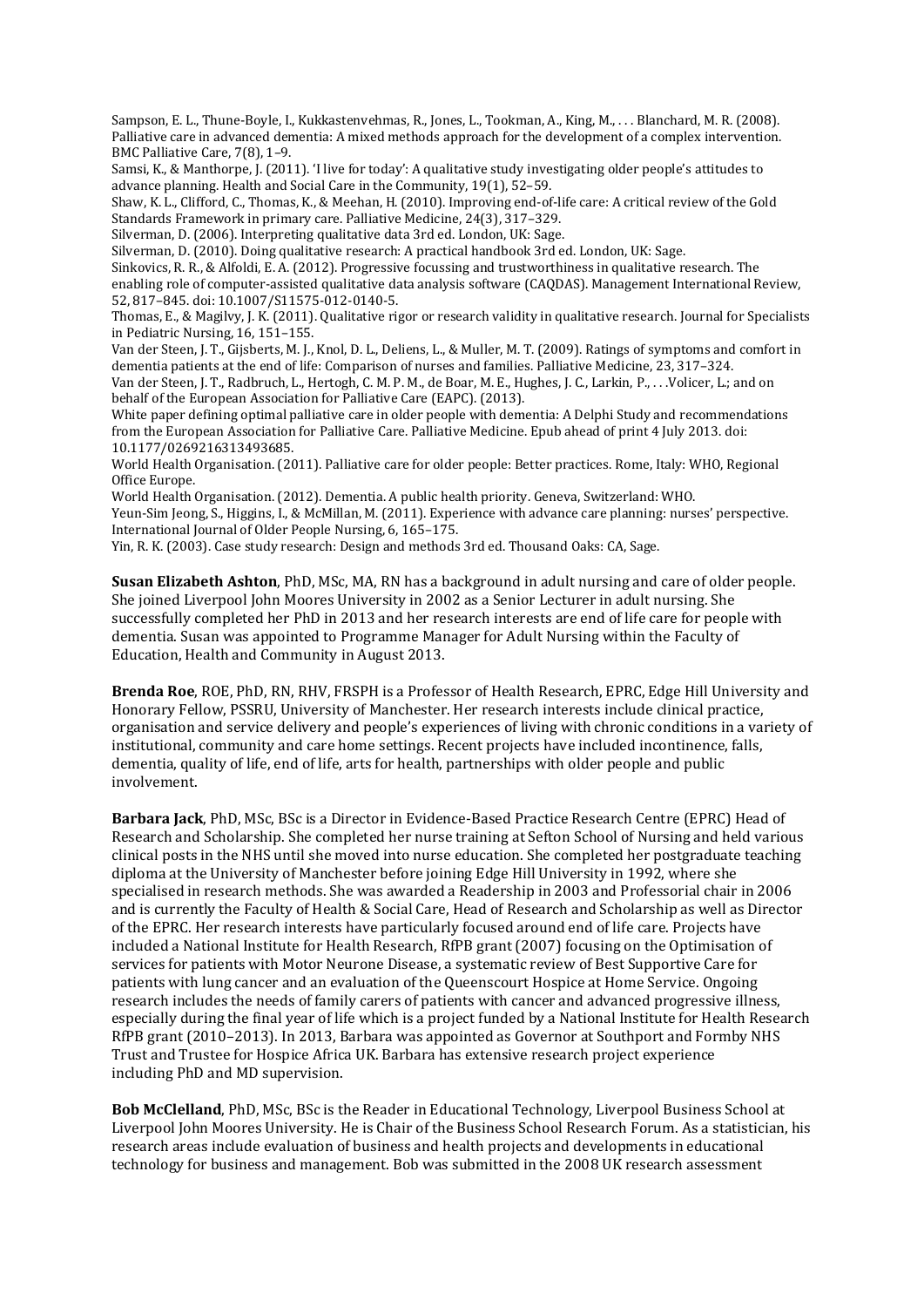Sampson, E. L., Thune-Boyle, I., Kukkastenvehmas, R., Jones, L., Tookman, A., King, M., . . . Blanchard, M. R. (2008). Palliative care in advanced dementia: A mixed methods approach for the development of a complex intervention. BMC Palliative Care, 7(8), 1–9.

Samsi, K., & Manthorpe, J. (2011). 'I live for today': A qualitative study investigating older people's attitudes to advance planning. Health and Social Care in the Community, 19(1), 52–59.

Shaw, K. L., Clifford, C., Thomas, K., & Meehan, H. (2010). Improving end-of-life care: A critical review of the Gold Standards Framework in primary care. Palliative Medicine, 24(3), 317–329.

Silverman, D. (2006). Interpreting qualitative data 3rd ed. London, UK: Sage.

Silverman, D. (2010). Doing qualitative research: A practical handbook 3rd ed. London, UK: Sage.

Sinkovics, R. R., & Alfoldi, E. A. (2012). Progressive focussing and trustworthiness in qualitative research. The enabling role of computer-assisted qualitative data analysis software (CAQDAS). Management International Review, 52, 817–845. doi: 10.1007/S11575-012-0140-5.

Thomas, E., & Magilvy, J. K. (2011). Qualitative rigor or research validity in qualitative research. Journal for Specialists in Pediatric Nursing, 16, 151–155.

Van der Steen, J. T., Gijsberts, M. J., Knol, D. L., Deliens, L., & Muller, M. T. (2009). Ratings of symptoms and comfort in dementia patients at the end of life: Comparison of nurses and families. Palliative Medicine, 23, 317–324.

Van der Steen, J. T., Radbruch, L., Hertogh, C. M. P. M., de Boar, M. E., Hughes, J. C., Larkin, P., . . .Volicer, L.; and on behalf of the European Association for Palliative Care (EAPC). (2013).

White paper defining optimal palliative care in older people with dementia: A Delphi Study and recommendations from the European Association for Palliative Care. Palliative Medicine. Epub ahead of print 4 July 2013. doi: 10.1177/0269216313493685.

World Health Organisation. (2011). Palliative care for older people: Better practices. Rome, Italy: WHO, Regional Office Europe.

World Health Organisation. (2012). Dementia. A public health priority. Geneva, Switzerland: WHO.

Yeun-Sim Jeong, S., Higgins, I., & McMillan, M. (2011). Experience with advance care planning: nurses' perspective. International Journal of Older People Nursing, 6, 165–175.

Yin, R. K. (2003). Case study research: Design and methods 3rd ed. Thousand Oaks: CA, Sage.

**Susan Elizabeth Ashton**, PhD, MSc, MA, RN has a background in adult nursing and care of older people. She joined Liverpool John Moores University in 2002 as a Senior Lecturer in adult nursing. She successfully completed her PhD in 2013 and her research interests are end of life care for people with dementia. Susan was appointed to Programme Manager for Adult Nursing within the Faculty of Education, Health and Community in August 2013.

**Brenda Roe**, ROE, PhD, RN, RHV, FRSPH is a Professor of Health Research, EPRC, Edge Hill University and Honorary Fellow, PSSRU, University of Manchester. Her research interests include clinical practice, organisation and service delivery and people's experiences of living with chronic conditions in a variety of institutional, community and care home settings. Recent projects have included incontinence, falls, dementia, quality of life, end of life, arts for health, partnerships with older people and public involvement.

**Barbara Jack**, PhD, MSc, BSc is a Director in Evidence-Based Practice Research Centre (EPRC) Head of Research and Scholarship. She completed her nurse training at Sefton School of Nursing and held various clinical posts in the NHS until she moved into nurse education. She completed her postgraduate teaching diploma at the University of Manchester before joining Edge Hill University in 1992, where she specialised in research methods. She was awarded a Readership in 2003 and Professorial chair in 2006 and is currently the Faculty of Health & Social Care, Head of Research and Scholarship as well as Director of the EPRC. Her research interests have particularly focused around end of life care. Projects have included a National Institute for Health Research, RfPB grant (2007) focusing on the Optimisation of services for patients with Motor Neurone Disease, a systematic review of Best Supportive Care for patients with lung cancer and an evaluation of the Queenscourt Hospice at Home Service. Ongoing research includes the needs of family carers of patients with cancer and advanced progressive illness, especially during the final year of life which is a project funded by a National Institute for Health Research RfPB grant (2010–2013). In 2013, Barbara was appointed as Governor at Southport and Formby NHS Trust and Trustee for Hospice Africa UK. Barbara has extensive research project experience including PhD and MD supervision.

**Bob McClelland**, PhD, MSc, BSc is the Reader in Educational Technology, Liverpool Business School at Liverpool John Moores University. He is Chair of the Business School Research Forum. As a statistician, his research areas include evaluation of business and health projects and developments in educational technology for business and management. Bob was submitted in the 2008 UK research assessment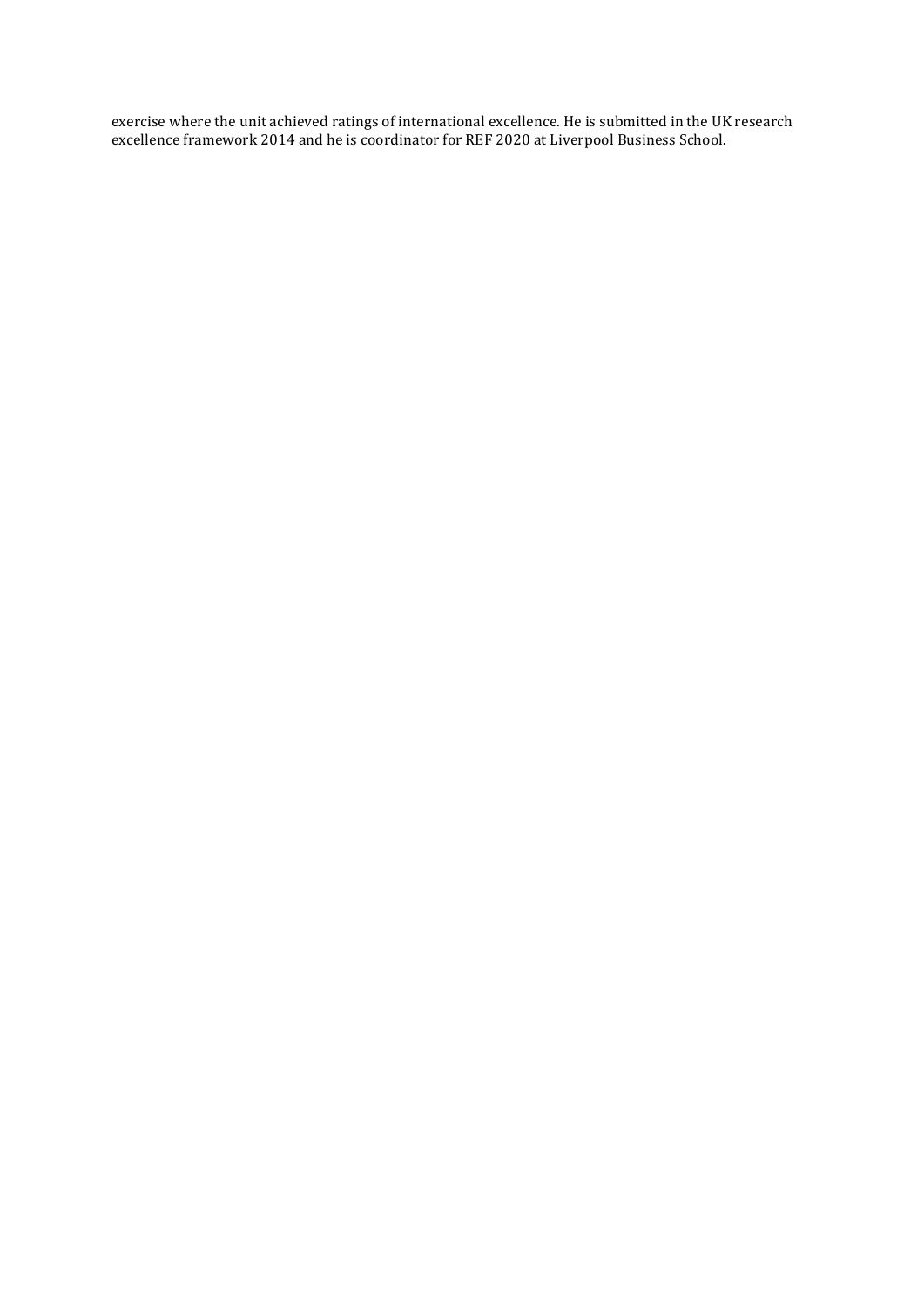exercise where the unit achieved ratings of international excellence. He is submitted in the UK research excellence framework 2014 and he is coordinator for REF 2020 at Liverpool Business School.